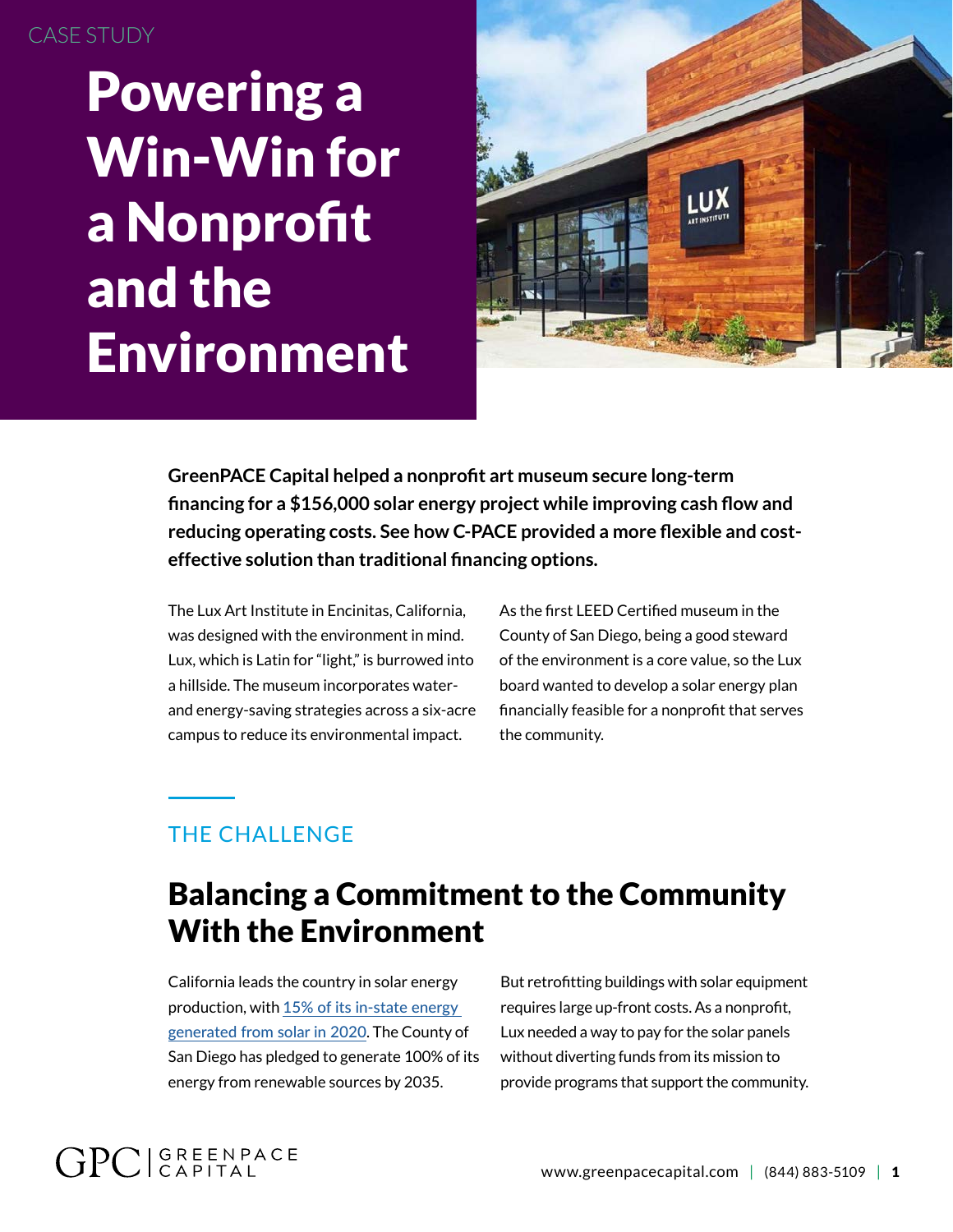CASE STUDY

# Powering a Win-Win for a Nonprofit and the Environment

**GreenPACE Capital helped a nonprofit art museum secure long-term financing for a $156,000 solar energy project while improving cash flow and reducing operating costs. See how C-PACE provided a more flexible and cost-effective solution than traditional financing options.**

The Lux Art Institute in Encinitas, California, was designed with the environment in mind. Lux, which is Latin for "light," is burrowed into a hillside. The museum incorporates water- and energy-saving strategies across a six-acre campus to reduce its environmental impact.

As the first LEED Certified museum in the County of San Diego, being a good steward of the environment is a core value, so the Lux board wanted to develop a solar energy plan financially feasible for a nonprofit that serves the community.

THE CHALLENGE

## Balancing a Commitment to the Community With the Environment

California leads the country in solar energy production, with 15% of its in-state energy generated from solar in 2020. The County of San Diego has pledged to generate 100% of its energy from renewable sources by 2035.

But retrofitting buildings with solar equipment requires large up-front costs. As a nonprofit, Lux needed a way to pay for the solar panels without diverting funds from its mission to provide programs that support the community.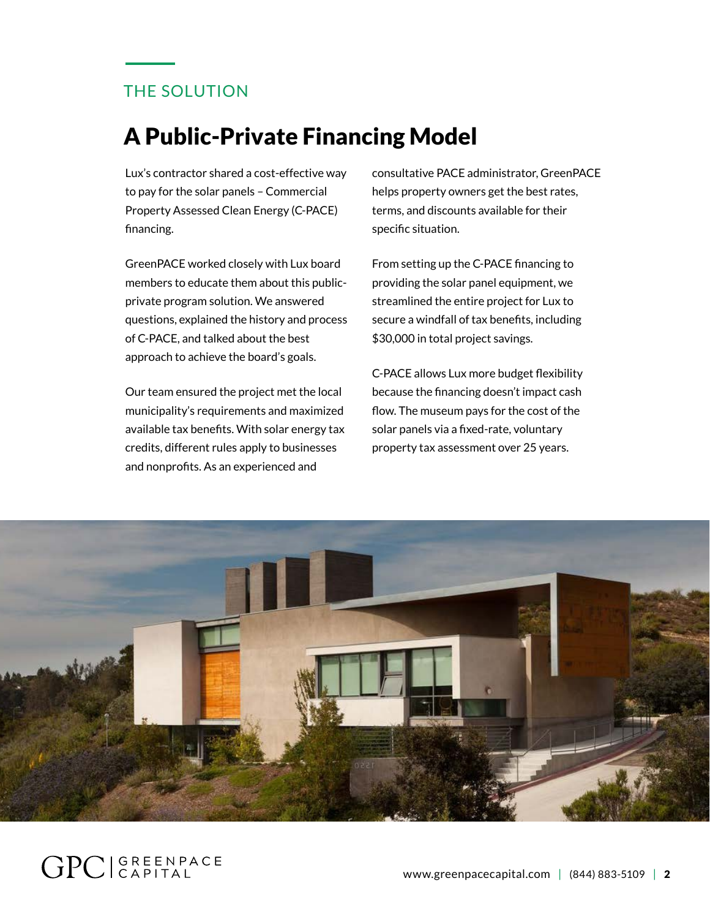THE SOLUTION

# A Public-Private Financing Model

Lux's contractor shared a cost-effective way to pay for the solar panels – Commercial Property Assessed Clean Energy (C-PACE) financing.

GreenPACE worked closely with Lux board members to educate them about this public-private program solution. We answered questions, explained the history and process of C-PACE, and talked about the best approach to achieve the board's goals.

Our team ensured the project met the local municipality's requirements and maximized available tax benefits. With solar energy tax credits, different rules apply to businesses and nonprofits. As an experienced and consultative PACE administrator, GreenPACE helps property owners get the best rates, terms, and discounts available for their specific situation.

From setting up the C-PACE financing to providing the solar panel equipment, we streamlined the entire project for Lux to secure a windfall of tax benefits, including $30,000 in total project savings.

C-PACE allows Lux more budget flexibility because the financing doesn't impact cash flow. The museum pays for the cost of the solar panels via a fixed-rate, voluntary property tax assessment over 25 years.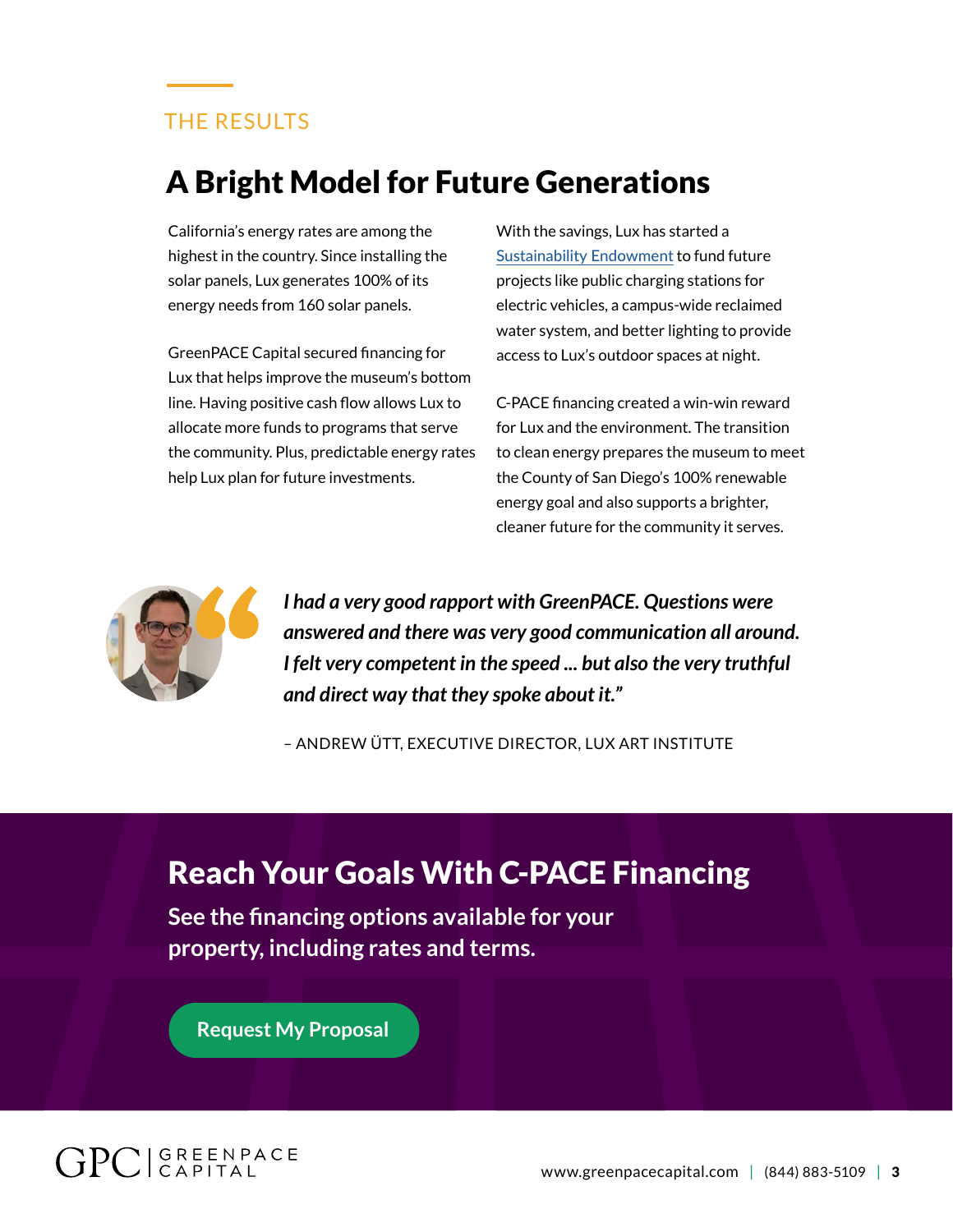THE RESULTS

## A Bright Model for Future Generations

California's energy rates are among the highest in the country. Since installing the solar panels, Lux generates 100% of its energy needs from 160 solar panels.

GreenPACE Capital secured financing for Lux that helps improve the museum's bottom line. Having positive cash flow allows Lux to allocate more funds to programs that serve the community. Plus, predictable energy rates help Lux plan for future investments.

With the savings, Lux has started a Sustainability Endowment to fund future projects like public charging stations for electric vehicles, a campus-wide reclaimed water system, and better lighting to provide access to Lux's outdoor spaces at night.

C-PACE financing created a win-win reward for Lux and the environment. The transition to clean energy prepares the museum to meet the County of San Diego's 100% renewable energy goal and also supports a brighter, cleaner future for the community it serves.

> ***I had a very good rapport with GreenPACE. Questions were answered and there was very good communication all around. I felt very competent in the speed ... but also the very truthful and direct way that they spoke about it."***
>
> – ANDREW ÜTT, EXECUTIVE DIRECTOR, LUX ART INSTITUTE

## Reach Your Goals With C-PACE Financing

**See the financing options available for your property, including rates and terms.**

Request My Proposal

GPC | GREENPACE CAPITAL

www.greenpacecapital.com | (844) 883-5109